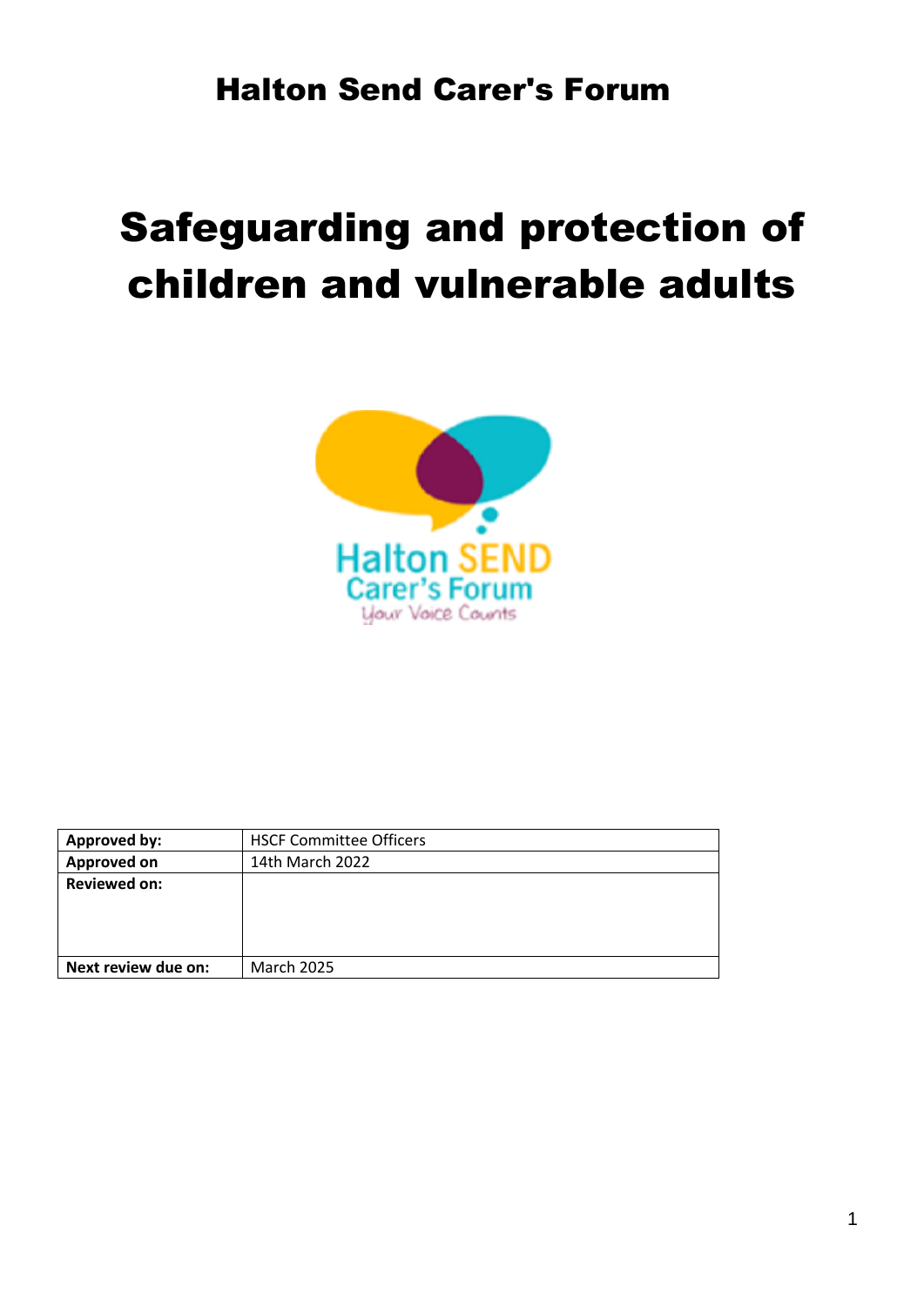# Halton Send Carer's Forum

# Safeguarding and protection of children and vulnerable adults

| Approved by: | HSCF Committee Officers |
| --- | --- |
| Approved on | 14th March 2022 |
| Reviewed on: | |
| Next review due on: | March 2025 |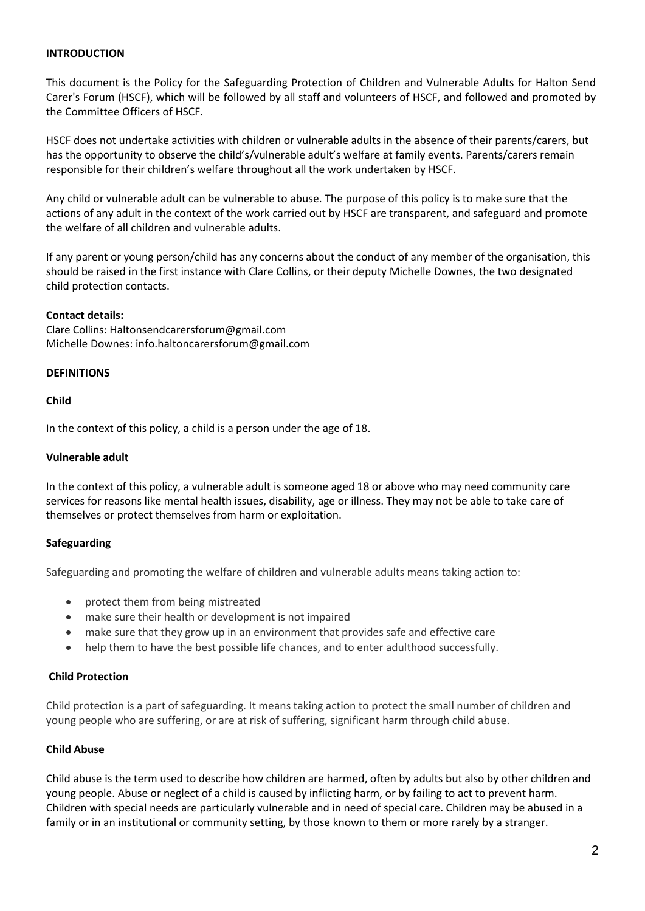## INTRODUCTION

This document is the Policy for the Safeguarding Protection of Children and Vulnerable Adults for Halton Send Carer's Forum (HSCF), which will be followed by all staff and volunteers of HSCF, and followed and promoted by the Committee Officers of HSCF.

HSCF does not undertake activities with children or vulnerable adults in the absence of their parents/carers, but has the opportunity to observe the child's/vulnerable adult's welfare at family events. Parents/carers remain responsible for their children's welfare throughout all the work undertaken by HSCF.

Any child or vulnerable adult can be vulnerable to abuse. The purpose of this policy is to make sure that the actions of any adult in the context of the work carried out by HSCF are transparent, and safeguard and promote the welfare of all children and vulnerable adults.

If any parent or young person/child has any concerns about the conduct of any member of the organisation, this should be raised in the first instance with Clare Collins, or their deputy Michelle Downes, the two designated child protection contacts.

**Contact details:**
Clare Collins: Haltonsendcarersforum@gmail.com
Michelle Downes: info.haltoncarersforum@gmail.com

## DEFINITIONS

### Child

In the context of this policy, a child is a person under the age of 18.

### Vulnerable adult

In the context of this policy, a vulnerable adult is someone aged 18 or above who may need community care services for reasons like mental health issues, disability, age or illness. They may not be able to take care of themselves or protect themselves from harm or exploitation.

### Safeguarding

Safeguarding and promoting the welfare of children and vulnerable adults means taking action to:

- protect them from being mistreated
- make sure their health or development is not impaired
- make sure that they grow up in an environment that provides safe and effective care
- help them to have the best possible life chances, and to enter adulthood successfully.

### Child Protection

Child protection is a part of safeguarding. It means taking action to protect the small number of children and young people who are suffering, or are at risk of suffering, significant harm through child abuse.

### Child Abuse

Child abuse is the term used to describe how children are harmed, often by adults but also by other children and young people. Abuse or neglect of a child is caused by inflicting harm, or by failing to act to prevent harm. Children with special needs are particularly vulnerable and in need of special care. Children may be abused in a family or in an institutional or community setting, by those known to them or more rarely by a stranger.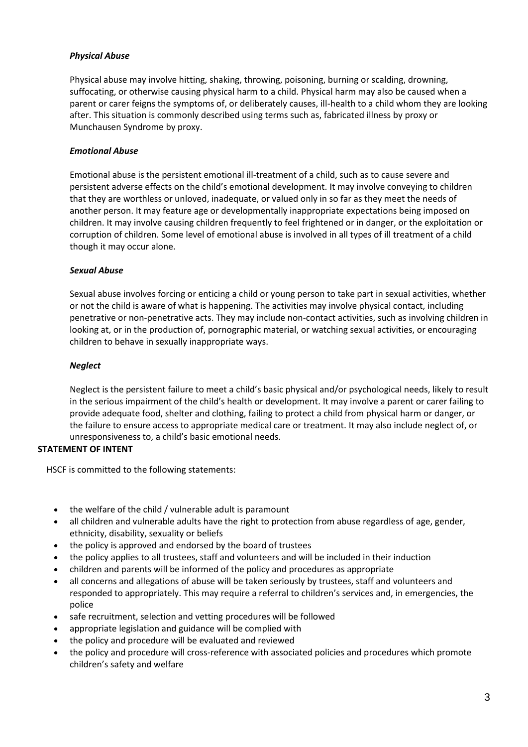### *Physical Abuse*

Physical abuse may involve hitting, shaking, throwing, poisoning, burning or scalding, drowning, suffocating, or otherwise causing physical harm to a child. Physical harm may also be caused when a parent or carer feigns the symptoms of, or deliberately causes, ill-health to a child whom they are looking after. This situation is commonly described using terms such as, fabricated illness by proxy or Munchausen Syndrome by proxy.

### *Emotional Abuse*

Emotional abuse is the persistent emotional ill-treatment of a child, such as to cause severe and persistent adverse effects on the child's emotional development. It may involve conveying to children that they are worthless or unloved, inadequate, or valued only in so far as they meet the needs of another person. It may feature age or developmentally inappropriate expectations being imposed on children. It may involve causing children frequently to feel frightened or in danger, or the exploitation or corruption of children. Some level of emotional abuse is involved in all types of ill treatment of a child though it may occur alone.

### *Sexual Abuse*

Sexual abuse involves forcing or enticing a child or young person to take part in sexual activities, whether or not the child is aware of what is happening. The activities may involve physical contact, including penetrative or non-penetrative acts. They may include non-contact activities, such as involving children in looking at, or in the production of, pornographic material, or watching sexual activities, or encouraging children to behave in sexually inappropriate ways.

### *Neglect*

Neglect is the persistent failure to meet a child's basic physical and/or psychological needs, likely to result in the serious impairment of the child's health or development. It may involve a parent or carer failing to provide adequate food, shelter and clothing, failing to protect a child from physical harm or danger, or the failure to ensure access to appropriate medical care or treatment. It may also include neglect of, or unresponsiveness to, a child's basic emotional needs.

## STATEMENT OF INTENT

HSCF is committed to the following statements:

- the welfare of the child / vulnerable adult is paramount
- all children and vulnerable adults have the right to protection from abuse regardless of age, gender, ethnicity, disability, sexuality or beliefs
- the policy is approved and endorsed by the board of trustees
- the policy applies to all trustees, staff and volunteers and will be included in their induction
- children and parents will be informed of the policy and procedures as appropriate
- all concerns and allegations of abuse will be taken seriously by trustees, staff and volunteers and responded to appropriately. This may require a referral to children's services and, in emergencies, the police
- safe recruitment, selection and vetting procedures will be followed
- appropriate legislation and guidance will be complied with
- the policy and procedure will be evaluated and reviewed
- the policy and procedure will cross-reference with associated policies and procedures which promote children's safety and welfare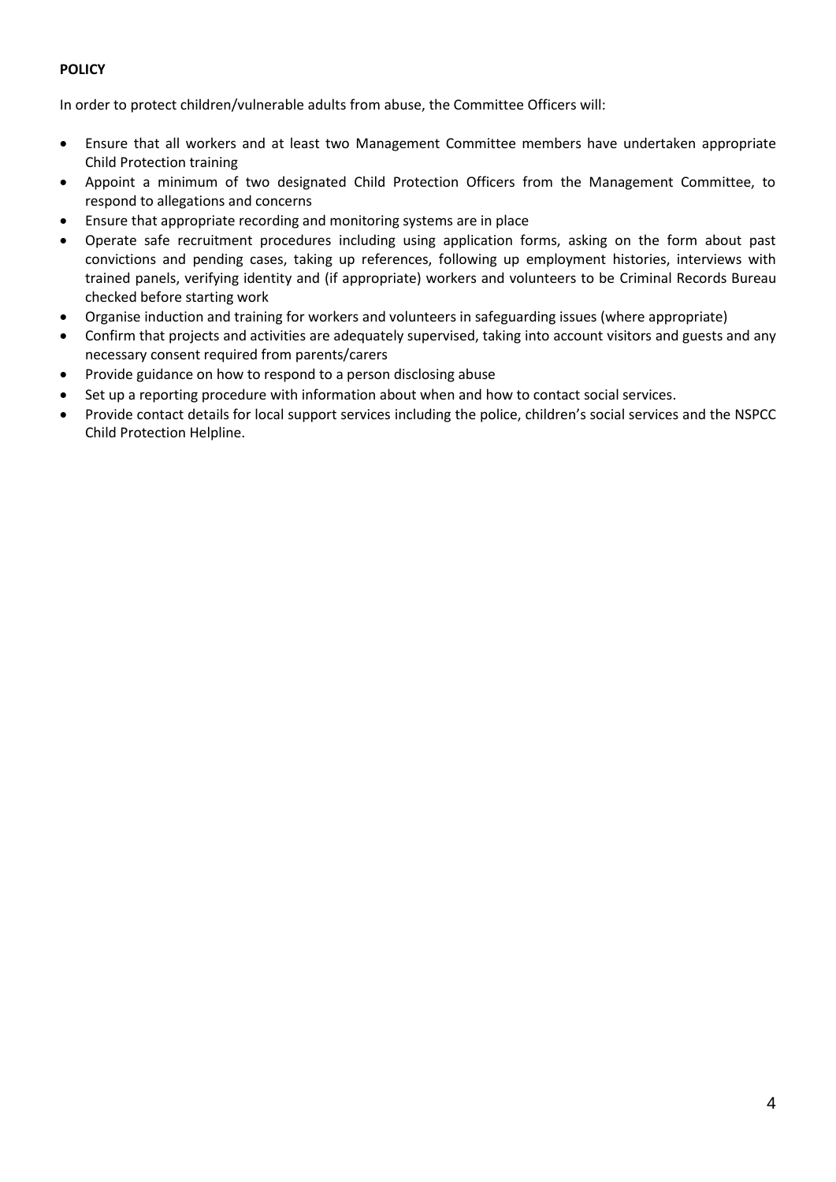**POLICY**

In order to protect children/vulnerable adults from abuse, the Committee Officers will:

- Ensure that all workers and at least two Management Committee members have undertaken appropriate Child Protection training
- Appoint a minimum of two designated Child Protection Officers from the Management Committee, to respond to allegations and concerns
- Ensure that appropriate recording and monitoring systems are in place
- Operate safe recruitment procedures including using application forms, asking on the form about past convictions and pending cases, taking up references, following up employment histories, interviews with trained panels, verifying identity and (if appropriate) workers and volunteers to be Criminal Records Bureau checked before starting work
- Organise induction and training for workers and volunteers in safeguarding issues (where appropriate)
- Confirm that projects and activities are adequately supervised, taking into account visitors and guests and any necessary consent required from parents/carers
- Provide guidance on how to respond to a person disclosing abuse
- Set up a reporting procedure with information about when and how to contact social services.
- Provide contact details for local support services including the police, children's social services and the NSPCC Child Protection Helpline.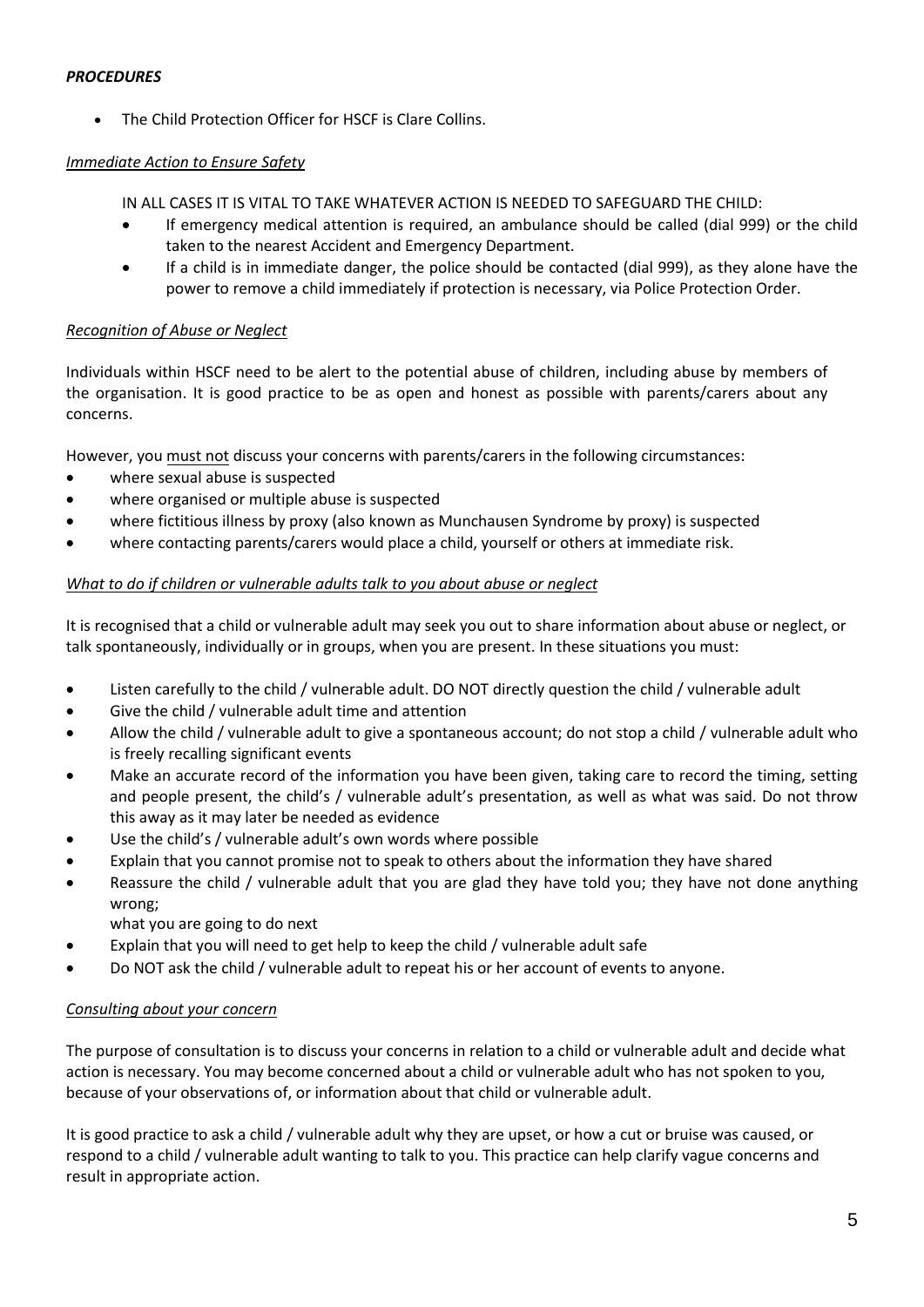***PROCEDURES***

- The Child Protection Officer for HSCF is Clare Collins.

*Immediate Action to Ensure Safety*

IN ALL CASES IT IS VITAL TO TAKE WHATEVER ACTION IS NEEDED TO SAFEGUARD THE CHILD:

- If emergency medical attention is required, an ambulance should be called (dial 999) or the child taken to the nearest Accident and Emergency Department.
- If a child is in immediate danger, the police should be contacted (dial 999), as they alone have the power to remove a child immediately if protection is necessary, via Police Protection Order.

*Recognition of Abuse or Neglect*

Individuals within HSCF need to be alert to the potential abuse of children, including abuse by members of the organisation. It is good practice to be as open and honest as possible with parents/carers about any concerns.

However, you must not discuss your concerns with parents/carers in the following circumstances:

- where sexual abuse is suspected
- where organised or multiple abuse is suspected
- where fictitious illness by proxy (also known as Munchausen Syndrome by proxy) is suspected
- where contacting parents/carers would place a child, yourself or others at immediate risk.

*What to do if children or vulnerable adults talk to you about abuse or neglect*

It is recognised that a child or vulnerable adult may seek you out to share information about abuse or neglect, or talk spontaneously, individually or in groups, when you are present. In these situations you must:

- Listen carefully to the child / vulnerable adult. DO NOT directly question the child / vulnerable adult
- Give the child / vulnerable adult time and attention
- Allow the child / vulnerable adult to give a spontaneous account; do not stop a child / vulnerable adult who is freely recalling significant events
- Make an accurate record of the information you have been given, taking care to record the timing, setting and people present, the child's / vulnerable adult's presentation, as well as what was said. Do not throw this away as it may later be needed as evidence
- Use the child's / vulnerable adult's own words where possible
- Explain that you cannot promise not to speak to others about the information they have shared
- Reassure the child / vulnerable adult that you are glad they have told you; they have not done anything wrong;
  what you are going to do next
- Explain that you will need to get help to keep the child / vulnerable adult safe
- Do NOT ask the child / vulnerable adult to repeat his or her account of events to anyone.

*Consulting about your concern*

The purpose of consultation is to discuss your concerns in relation to a child or vulnerable adult and decide what action is necessary. You may become concerned about a child or vulnerable adult who has not spoken to you, because of your observations of, or information about that child or vulnerable adult.

It is good practice to ask a child / vulnerable adult why they are upset, or how a cut or bruise was caused, or respond to a child / vulnerable adult wanting to talk to you. This practice can help clarify vague concerns and result in appropriate action.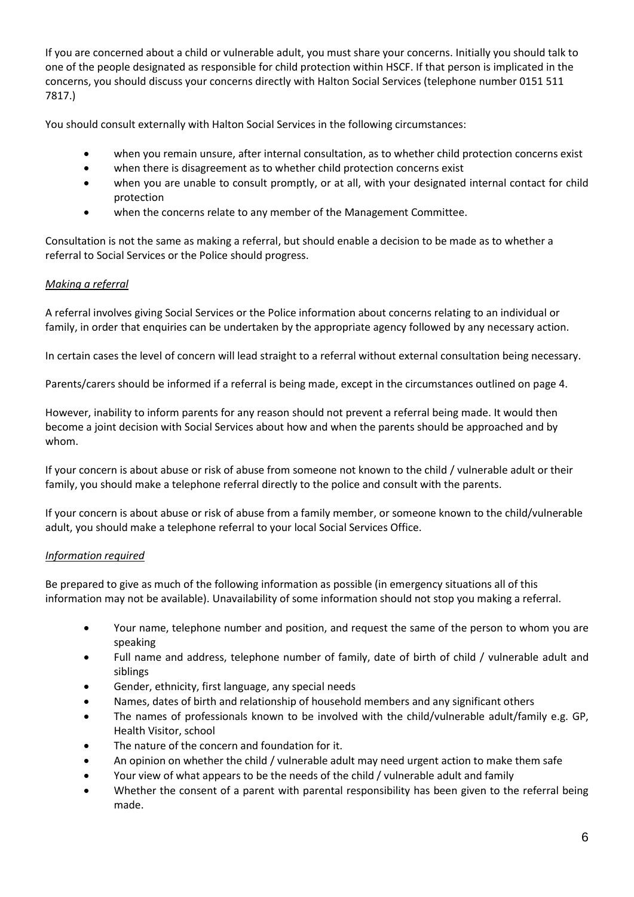If you are concerned about a child or vulnerable adult, you must share your concerns. Initially you should talk to one of the people designated as responsible for child protection within HSCF. If that person is implicated in the concerns, you should discuss your concerns directly with Halton Social Services (telephone number 0151 511 7817.)

You should consult externally with Halton Social Services in the following circumstances:

- when you remain unsure, after internal consultation, as to whether child protection concerns exist
- when there is disagreement as to whether child protection concerns exist
- when you are unable to consult promptly, or at all, with your designated internal contact for child protection
- when the concerns relate to any member of the Management Committee.

Consultation is not the same as making a referral, but should enable a decision to be made as to whether a referral to Social Services or the Police should progress.

*<u>Making a referral</u>*

A referral involves giving Social Services or the Police information about concerns relating to an individual or family, in order that enquiries can be undertaken by the appropriate agency followed by any necessary action.

In certain cases the level of concern will lead straight to a referral without external consultation being necessary.

Parents/carers should be informed if a referral is being made, except in the circumstances outlined on page 4.

However, inability to inform parents for any reason should not prevent a referral being made. It would then become a joint decision with Social Services about how and when the parents should be approached and by whom.

If your concern is about abuse or risk of abuse from someone not known to the child / vulnerable adult or their family, you should make a telephone referral directly to the police and consult with the parents.

If your concern is about abuse or risk of abuse from a family member, or someone known to the child/vulnerable adult, you should make a telephone referral to your local Social Services Office.

*<u>Information required</u>*

Be prepared to give as much of the following information as possible (in emergency situations all of this information may not be available). Unavailability of some information should not stop you making a referral.

- Your name, telephone number and position, and request the same of the person to whom you are speaking
- Full name and address, telephone number of family, date of birth of child / vulnerable adult and siblings
- Gender, ethnicity, first language, any special needs
- Names, dates of birth and relationship of household members and any significant others
- The names of professionals known to be involved with the child/vulnerable adult/family e.g. GP, Health Visitor, school
- The nature of the concern and foundation for it.
- An opinion on whether the child / vulnerable adult may need urgent action to make them safe
- Your view of what appears to be the needs of the child / vulnerable adult and family
- Whether the consent of a parent with parental responsibility has been given to the referral being made.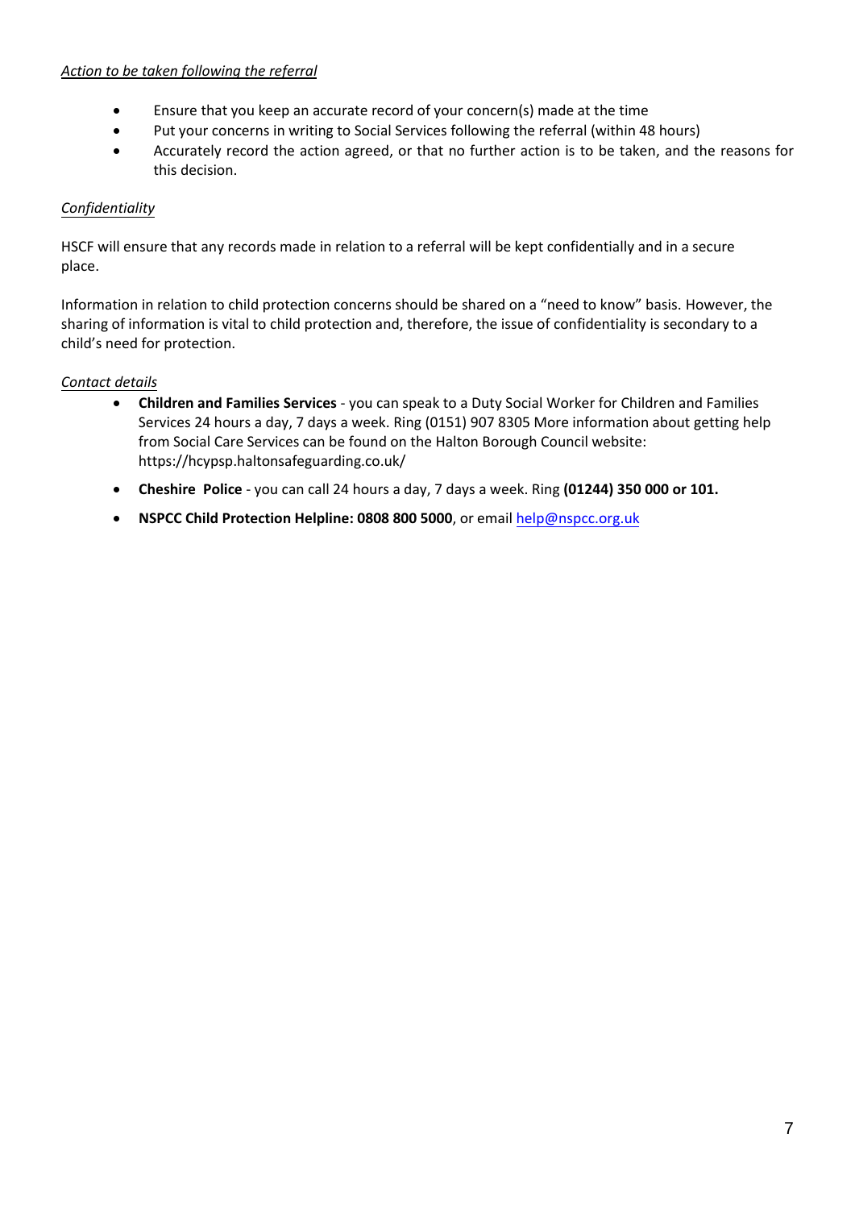*Action to be taken following the referral*

- Ensure that you keep an accurate record of your concern(s) made at the time
- Put your concerns in writing to Social Services following the referral (within 48 hours)
- Accurately record the action agreed, or that no further action is to be taken, and the reasons for this decision.

*Confidentiality*

HSCF will ensure that any records made in relation to a referral will be kept confidentially and in a secure place.

Information in relation to child protection concerns should be shared on a "need to know" basis. However, the sharing of information is vital to child protection and, therefore, the issue of confidentiality is secondary to a child's need for protection.

*Contact details*

- **Children and Families Services** - you can speak to a Duty Social Worker for Children and Families Services 24 hours a day, 7 days a week. Ring (0151) 907 8305 More information about getting help from Social Care Services can be found on the Halton Borough Council website: https://hcypsp.haltonsafeguarding.co.uk/
- **Cheshire Police** - you can call 24 hours a day, 7 days a week. Ring **(01244) 350 000 or 101.**
- **NSPCC Child Protection Helpline: 0808 800 5000**, or email help@nspcc.org.uk